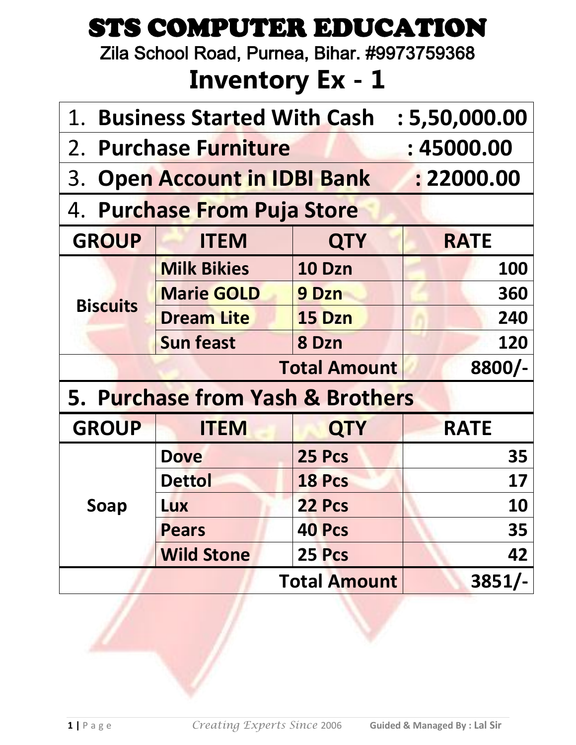# STS COMPUTER EDUCATION

Zila School Road, Purnea, Bihar. #9973759368

## Inventory Ex - 1

1. **Business Started With Cash : 5,50,000.00**
2. **Purchase Furniture : 45000.00**
3. **Open Account in IDBI Bank : 22000.00**
4. **Purchase From Puja Store**

| GROUP | ITEM | QTY | RATE |
|---|---|---|---|
| Biscuits | Milk Bikies | 10 Dzn | 100 |
| | Marie GOLD | 9 Dzn | 360 |
| | Dream Lite | 15 Dzn | 240 |
| | Sun feast | 8 Dzn | 120 |
| | | **Total Amount** | **8800/-** |

5. **Purchase from Yash & Brothers**

| GROUP | ITEM | QTY | RATE |
|---|---|---|---|
| Soap | Dove | 25 Pcs | 35 |
| | Dettol | 18 Pcs | 17 |
| | Lux | 22 Pcs | 10 |
| | Pears | 40 Pcs | 35 |
| | Wild Stone | 25 Pcs | 42 |
| | | **Total Amount** | **3851/-** |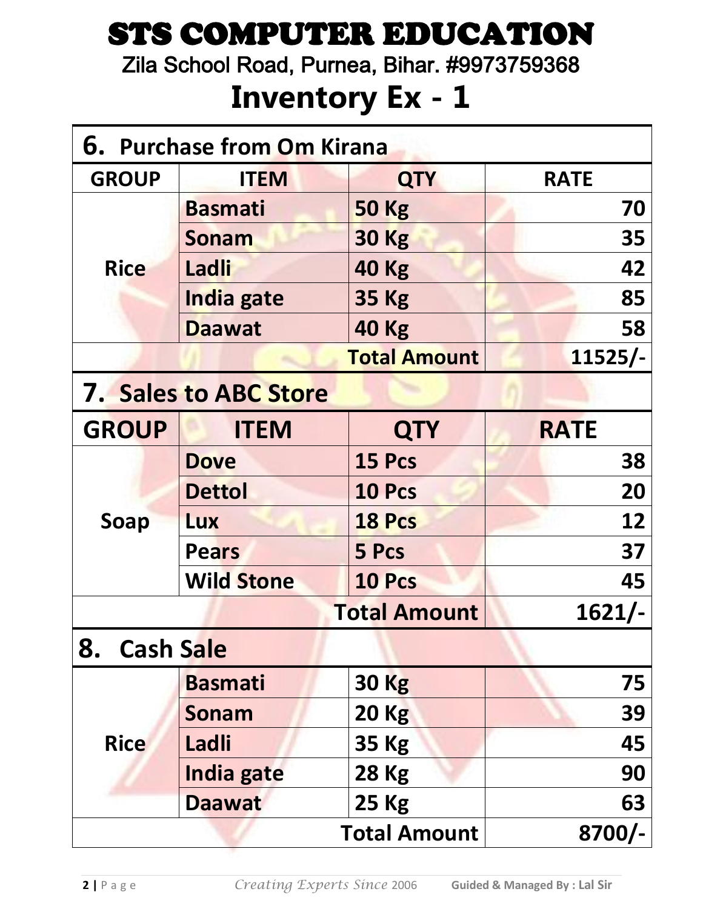# STS COMPUTER EDUCATION

Zila School Road, Purnea, Bihar. #9973759368

## Inventory Ex - 1

### 6. Purchase from Om Kirana

| GROUP | ITEM | QTY | RATE |
|---|---|---|---|
| Rice | Basmati | 50 Kg | 70 |
| | Sonam | 30 Kg | 35 |
| | Ladli | 40 Kg | 42 |
| | India gate | 35 Kg | 85 |
| | Daawat | 40 Kg | 58 |
| | | **Total Amount** | **11525/-** |

### 7. Sales to ABC Store

| GROUP | ITEM | QTY | RATE |
|---|---|---|---|
| Soap | Dove | 15 Pcs | 38 |
| | Dettol | 10 Pcs | 20 |
| | Lux | 18 Pcs | 12 |
| | Pears | 5 Pcs | 37 |
| | Wild Stone | 10 Pcs | 45 |
| | | **Total Amount** | **1621/-** |

### 8. Cash Sale

| GROUP | ITEM | QTY | RATE |
|---|---|---|---|
| Rice | Basmati | 30 Kg | 75 |
| | Sonam | 20 Kg | 39 |
| | Ladli | 35 Kg | 45 |
| | India gate | 28 Kg | 90 |
| | Daawat | 25 Kg | 63 |
| | | **Total Amount** | **8700/-** |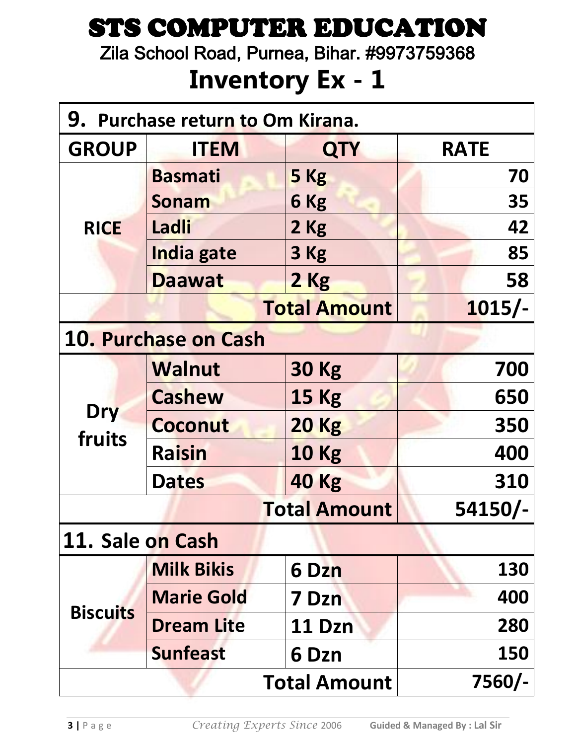# STS COMPUTER EDUCATION

Zila School Road, Purnea, Bihar. #9973759368

## Inventory Ex - 1

| **9. Purchase return to Om Kirana.** | | | |
|---|---|---|---|
| **GROUP** | **ITEM** | **QTY** | **RATE** |
| **RICE** | **Basmati** | **5 Kg** | **70** |
| | **Sonam** | **6 Kg** | **35** |
| | **Ladli** | **2 Kg** | **42** |
| | **India gate** | **3 Kg** | **85** |
| | **Daawat** | **2 Kg** | **58** |
| | | **Total Amount** | **1015/-** |
| **10. Purchase on Cash** | | | |
| **Dry fruits** | **Walnut** | **30 Kg** | **700** |
| | **Cashew** | **15 Kg** | **650** |
| | **Coconut** | **20 Kg** | **350** |
| | **Raisin** | **10 Kg** | **400** |
| | **Dates** | **40 Kg** | **310** |
| | | **Total Amount** | **54150/-** |
| **11. Sale on Cash** | | | |
| **Biscuits** | **Milk Bikis** | **6 Dzn** | **130** |
| | **Marie Gold** | **7 Dzn** | **400** |
| | **Dream Lite** | **11 Dzn** | **280** |
| | **Sunfeast** | **6 Dzn** | **150** |
| | | **Total Amount** | **7560/-** |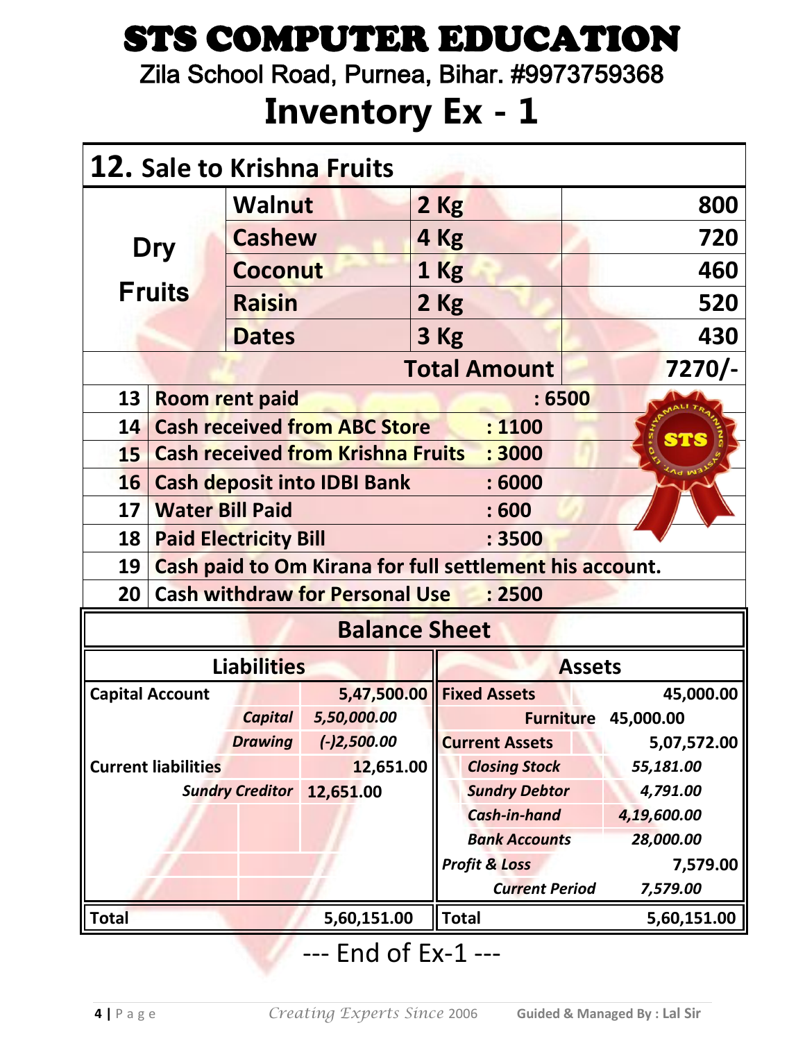# STS COMPUTER EDUCATION

Zila School Road, Purnea, Bihar. #9973759368

# Inventory Ex - 1

**12. Sale to Krishna Fruits**

| | Item | Qty | Amount |
|---|---|---|---|
| Dry Fruits | Walnut | 2 Kg | 800 |
| | Cashew | 4 Kg | 720 |
| | Coconut | 1 Kg | 460 |
| | Raisin | 2 Kg | 520 |
| | Dates | 3 Kg | 430 |
| | | **Total Amount** | **7270/-** |

| No. | Transaction |
|---|---|
| 13 | Room rent paid : 6500 |
| 14 | Cash received from ABC Store : 1100 |
| 15 | Cash received from Krishna Fruits : 3000 |
| 16 | Cash deposit into IDBI Bank : 6000 |
| 17 | Water Bill Paid : 600 |
| 18 | Paid Electricity Bill : 3500 |
| 19 | Cash paid to Om Kirana for full settlement his account. |
| 20 | Cash withdraw for Personal Use : 2500 |

## Balance Sheet

| Liabilities | | | Assets | | |
|---|---|---|---|---|---|
| **Capital Account** | | 5,47,500.00 | **Fixed Assets** | | 45,000.00 |
| *Capital* | *5,50,000.00* | | Furniture | 45,000.00 | |
| *Drawing* | *(-)2,500.00* | | **Current Assets** | | 5,07,572.00 |
| **Current liabilities** | | 12,651.00 | *Closing Stock* | *55,181.00* | |
| *Sundry Creditor* | 12,651.00 | | *Sundry Debtor* | *4,791.00* | |
| | | | *Cash-in-hand* | *4,19,600.00* | |
| | | | *Bank Accounts* | *28,000.00* | |
| | | | *Profit & Loss* | | 7,579.00 |
| | | | *Current Period* | *7,579.00* | |
| **Total** | | **5,60,151.00** | **Total** | | **5,60,151.00** |

--- End of Ex-1 ---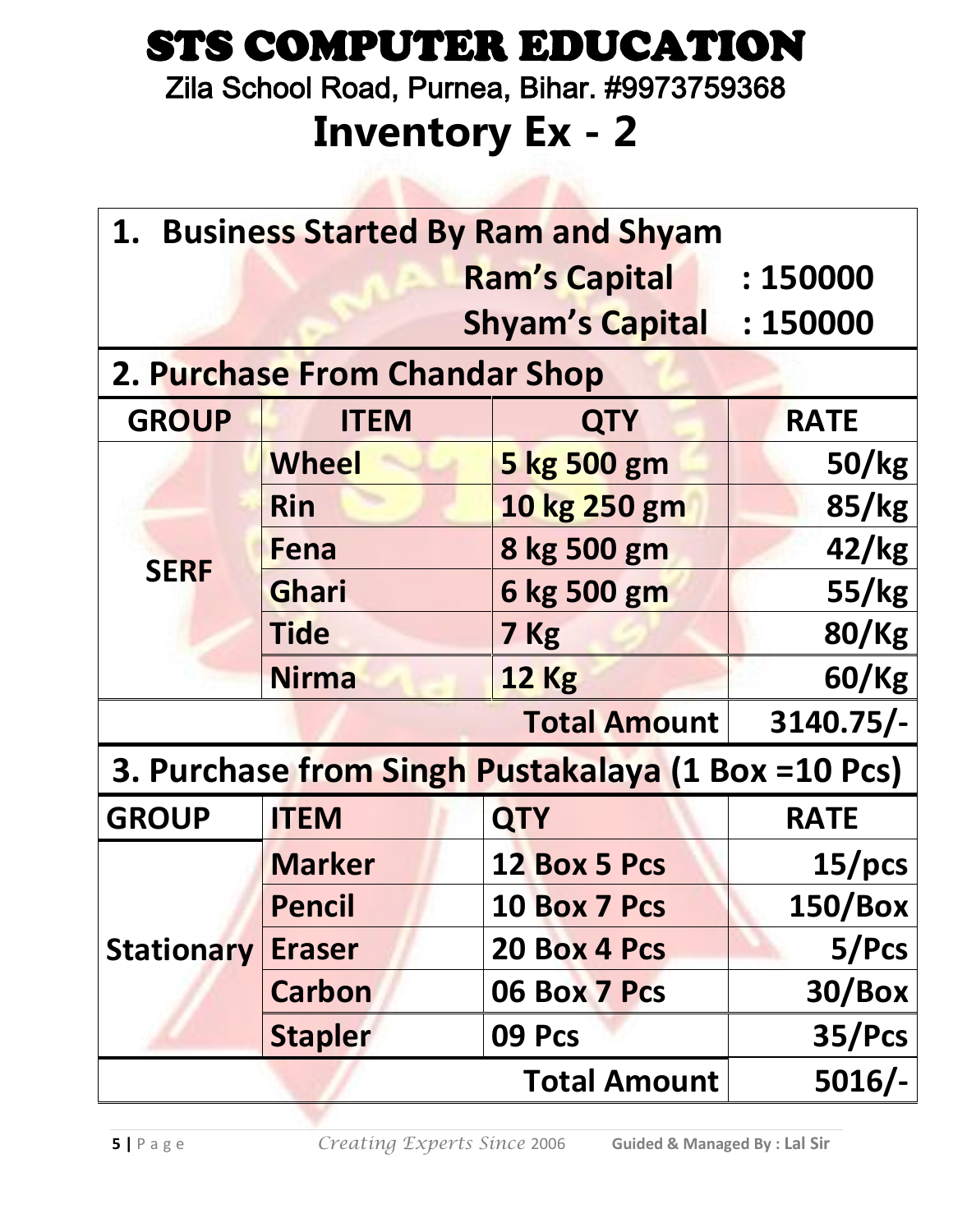# STS COMPUTER EDUCATION

Zila School Road, Purnea, Bihar. #9973759368

## Inventory Ex - 2

**1. Business Started By Ram and Shyam**

**Ram's Capital : 150000**

**Shyam's Capital : 150000**

**2. Purchase From Chandar Shop**

| GROUP | ITEM | QTY | RATE |
|---|---|---|---|
| SERF | Wheel | 5 kg 500 gm | 50/kg |
| | Rin | 10 kg 250 gm | 85/kg |
| | Fena | 8 kg 500 gm | 42/kg |
| | Ghari | 6 kg 500 gm | 55/kg |
| | Tide | 7 Kg | 80/Kg |
| | Nirma | 12 Kg | 60/Kg |
| | | Total Amount | 3140.75/- |

**3. Purchase from Singh Pustakalaya (1 Box =10 Pcs)**

| GROUP | ITEM | QTY | RATE |
|---|---|---|---|
| Stationary | Marker | 12 Box 5 Pcs | 15/pcs |
| | Pencil | 10 Box 7 Pcs | 150/Box |
| | Eraser | 20 Box 4 Pcs | 5/Pcs |
| | Carbon | 06 Box 7 Pcs | 30/Box |
| | Stapler | 09 Pcs | 35/Pcs |
| | | Total Amount | 5016/- |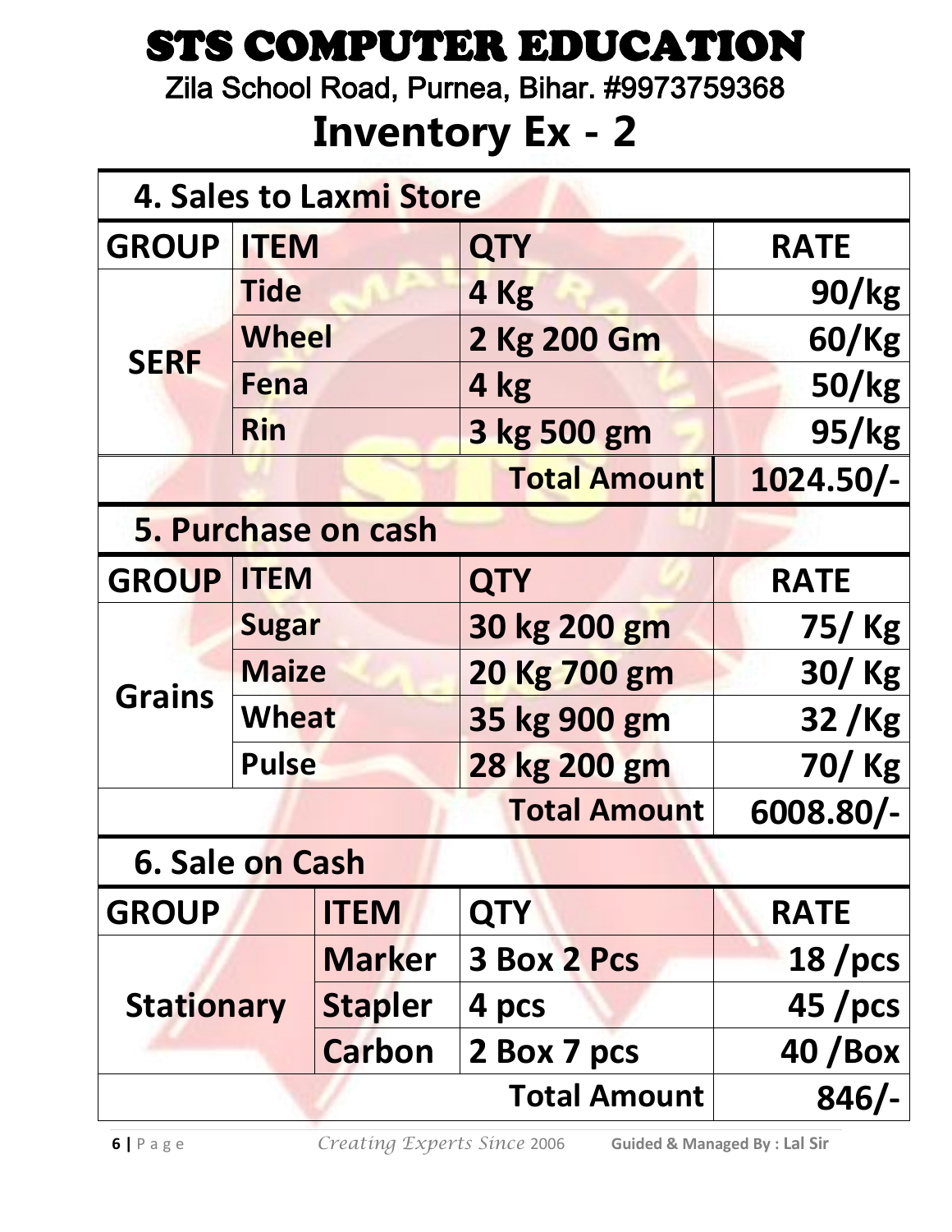# STS COMPUTER EDUCATION

Zila School Road, Purnea, Bihar. #9973759368

## Inventory Ex - 2

**4. Sales to Laxmi Store**

| GROUP | ITEM | QTY | RATE |
|---|---|---|---|
| SERF | Tide | 4 Kg | 90/kg |
| | Wheel | 2 Kg 200 Gm | 60/Kg |
| | Fena | 4 kg | 50/kg |
| | Rin | 3 kg 500 gm | 95/kg |
| | | Total Amount | 1024.50/- |

**5. Purchase on cash**

| GROUP | ITEM | QTY | RATE |
|---|---|---|---|
| Grains | Sugar | 30 kg 200 gm | 75/ Kg |
| | Maize | 20 Kg 700 gm | 30/ Kg |
| | Wheat | 35 kg 900 gm | 32 /Kg |
| | Pulse | 28 kg 200 gm | 70/ Kg |
| | | Total Amount | 6008.80/- |

**6. Sale on Cash**

| GROUP | ITEM | QTY | RATE |
|---|---|---|---|
| Stationary | Marker | 3 Box 2 Pcs | 18 /pcs |
| | Stapler | 4 pcs | 45 /pcs |
| | Carbon | 2 Box 7 pcs | 40 /Box |
| | | Total Amount | 846/- |

*Creating Experts Since* 2006 **Guided & Managed By : Lal Sir**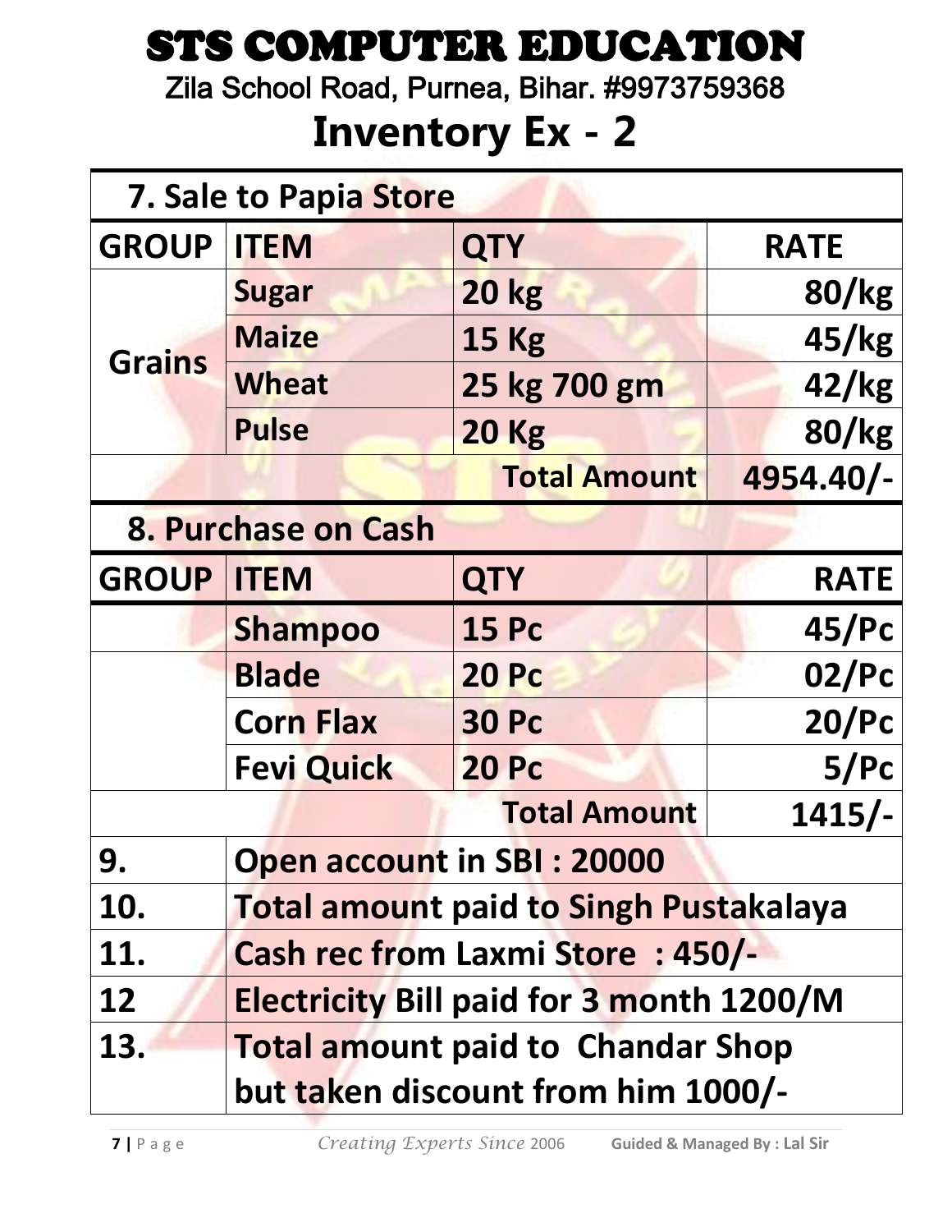# STS COMPUTER EDUCATION

Zila School Road, Purnea, Bihar. #9973759368

## Inventory Ex - 2

**7. Sale to Papia Store**

| GROUP | ITEM | QTY | RATE |
|---|---|---|---|
| Grains | Sugar | 20 kg | 80/kg |
| | Maize | 15 Kg | 45/kg |
| | Wheat | 25 kg 700 gm | 42/kg |
| | Pulse | 20 Kg | 80/kg |
| | | Total Amount | 4954.40/- |

**8. Purchase on Cash**

| GROUP | ITEM | QTY | RATE |
|---|---|---|---|
| | Shampoo | 15 Pc | 45/Pc |
| | Blade | 20 Pc | 02/Pc |
| | Corn Flax | 30 Pc | 20/Pc |
| | Fevi Quick | 20 Pc | 5/Pc |
| | | Total Amount | 1415/- |

| | |
|---|---|
| 9. | Open account in SBI : 20000 |
| 10. | Total amount paid to Singh Pustakalaya |
| 11. | Cash rec from Laxmi Store : 450/- |
| 12 | Electricity Bill paid for 3 month 1200/M |
| 13. | Total amount paid to Chandar Shop but taken discount from him 1000/- |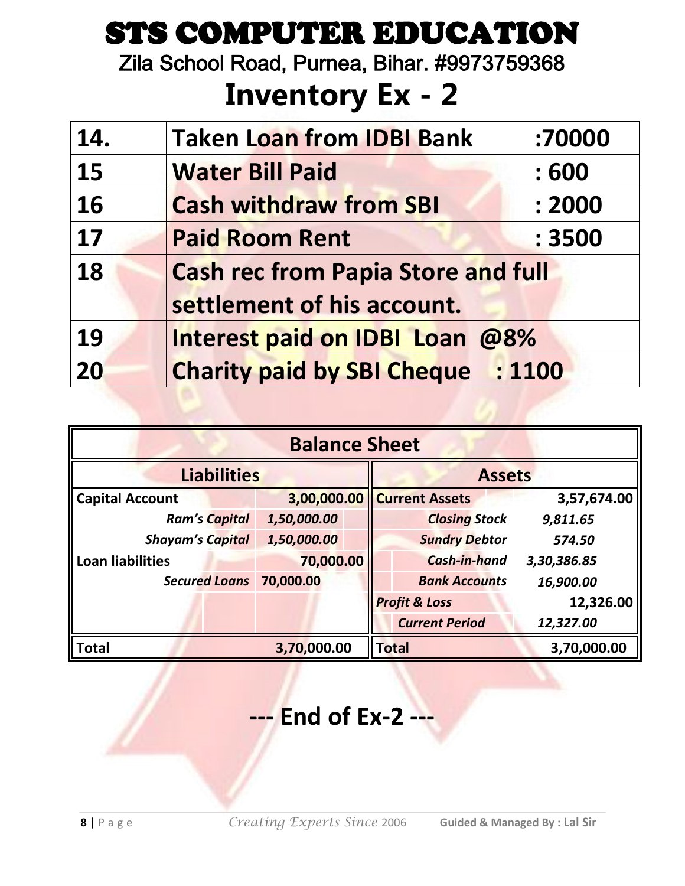# STS COMPUTER EDUCATION

Zila School Road, Purnea, Bihar. #9973759368

# Inventory Ex - 2

| | | |
|---|---|---|
| **14.** | **Taken Loan from IDBI Bank** | **:70000** |
| **15** | **Water Bill Paid** | **: 600** |
| **16** | **Cash withdraw from SBI** | **: 2000** |
| **17** | **Paid Room Rent** | **: 3500** |
| **18** | **Cash rec from Papia Store and full settlement of his account.** | |
| **19** | **Interest paid on IDBI Loan @8%** | |
| **20** | **Charity paid by SBI Cheque : 1100** | |

**Balance Sheet**

| **Liabilities** | | | **Assets** | | |
|---|---|---|---|---|---|
| **Capital Account** | | **3,00,000.00** | **Current Assets** | | **3,57,674.00** |
| *Ram's Capital* | *1,50,000.00* | | *Closing Stock* | *9,811.65* | |
| *Shayam's Capital* | *1,50,000.00* | | *Sundry Debtor* | *574.50* | |
| **Loan liabilities** | | **70,000.00** | *Cash-in-hand* | *3,30,386.85* | |
| *Secured Loans* | *70,000.00* | | *Bank Accounts* | *16,900.00* | |
| | | | ***Profit & Loss*** | | **12,326.00** |
| | | | *Current Period* | *12,327.00* | |
| **Total** | | **3,70,000.00** | **Total** | | **3,70,000.00** |

## --- End of Ex-2 ---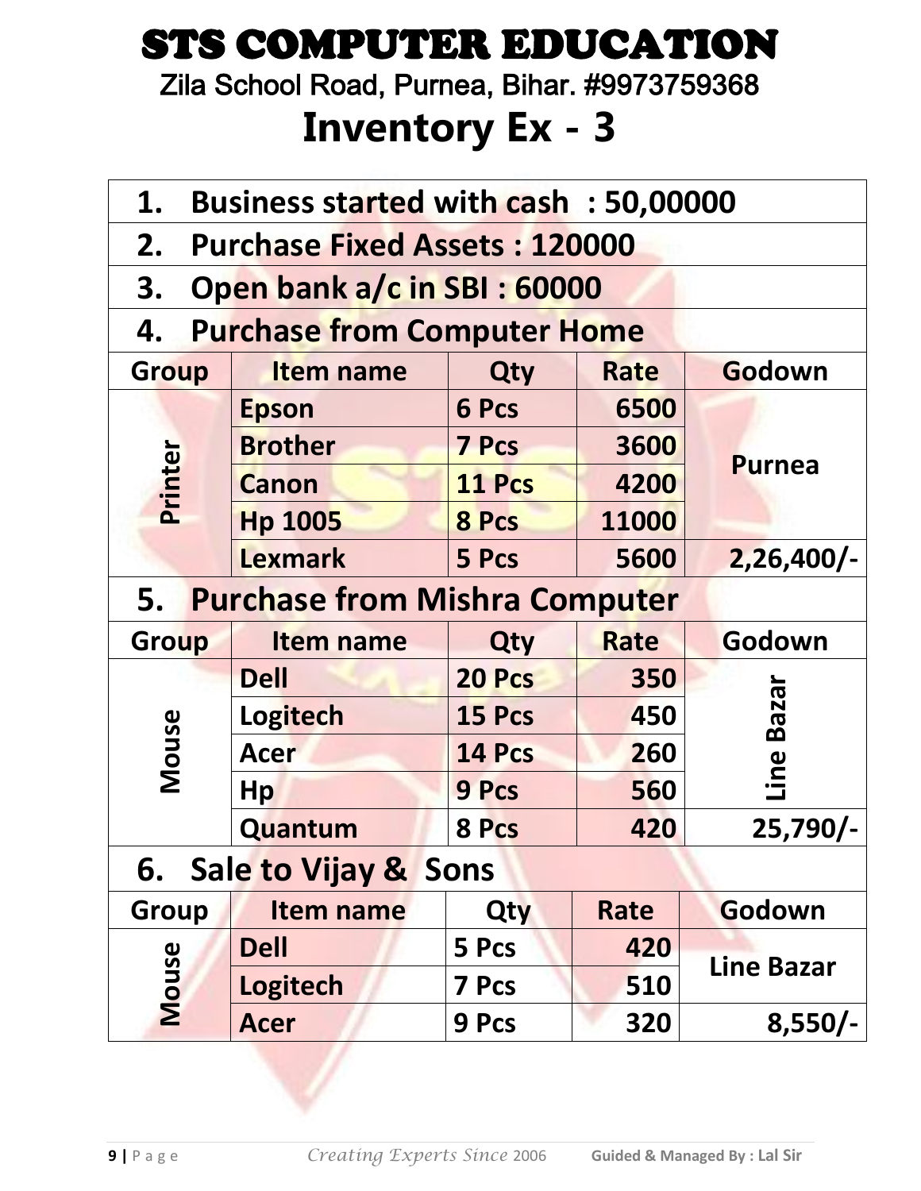# STS COMPUTER EDUCATION

Zila School Road, Purnea, Bihar. #9973759368

## Inventory Ex - 3

1. **Business started with cash : 50,00000**
2. **Purchase Fixed Assets : 120000**
3. **Open bank a/c in SBI : 60000**
4. **Purchase from Computer Home**

| Group | Item name | Qty | Rate | Godown |
|---|---|---|---|---|
| Printer | Epson | 6 Pcs | 6500 | Purnea |
| | Brother | 7 Pcs | 3600 | |
| | Canon | 11 Pcs | 4200 | |
| | Hp 1005 | 8 Pcs | 11000 | |
| | Lexmark | 5 Pcs | 5600 | 2,26,400/- |

5. **Purchase from Mishra Computer**

| Group | Item name | Qty | Rate | Godown |
|---|---|---|---|---|
| Mouse | Dell | 20 Pcs | 350 | Line Bazar |
| | Logitech | 15 Pcs | 450 | |
| | Acer | 14 Pcs | 260 | |
| | Hp | 9 Pcs | 560 | |
| | Quantum | 8 Pcs | 420 | 25,790/- |

6. **Sale to Vijay & Sons**

| Group | Item name | Qty | Rate | Godown |
|---|---|---|---|---|
| Mouse | Dell | 5 Pcs | 420 | Line Bazar |
| | Logitech | 7 Pcs | 510 | |
| | Acer | 9 Pcs | 320 | 8,550/- |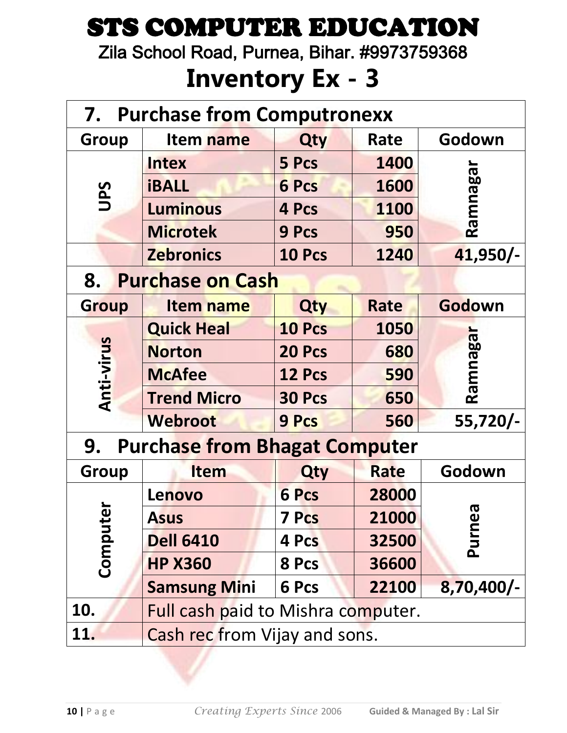# STS COMPUTER EDUCATION

Zila School Road, Purnea, Bihar. #9973759368

## Inventory Ex - 3

### 7. Purchase from Computronexx

| Group | Item name | Qty | Rate | Godown |
|---|---|---|---|---|
| UPS | Intex | 5 Pcs | 1400 | Ramnagar |
| | iBALL | 6 Pcs | 1600 | |
| | Luminous | 4 Pcs | 1100 | |
| | Microtek | 9 Pcs | 950 | |
| | Zebronics | 10 Pcs | 1240 | 41,950/- |

### 8. Purchase on Cash

| Group | Item name | Qty | Rate | Godown |
|---|---|---|---|---|
| Anti-virus | Quick Heal | 10 Pcs | 1050 | Ramnagar |
| | Norton | 20 Pcs | 680 | |
| | McAfee | 12 Pcs | 590 | |
| | Trend Micro | 30 Pcs | 650 | |
| | Webroot | 9 Pcs | 560 | 55,720/- |

### 9. Purchase from Bhagat Computer

| Group | Item | Qty | Rate | Godown |
|---|---|---|---|---|
| Computer | Lenovo | 6 Pcs | 28000 | Purnea |
| | Asus | 7 Pcs | 21000 | |
| | Dell 6410 | 4 Pcs | 32500 | |
| | HP X360 | 8 Pcs | 36600 | |
| | Samsung Mini | 6 Pcs | 22100 | 8,70,400/- |

| | |
|---|---|
| **10.** | Full cash paid to Mishra computer. |
| **11.** | Cash rec from Vijay and sons. |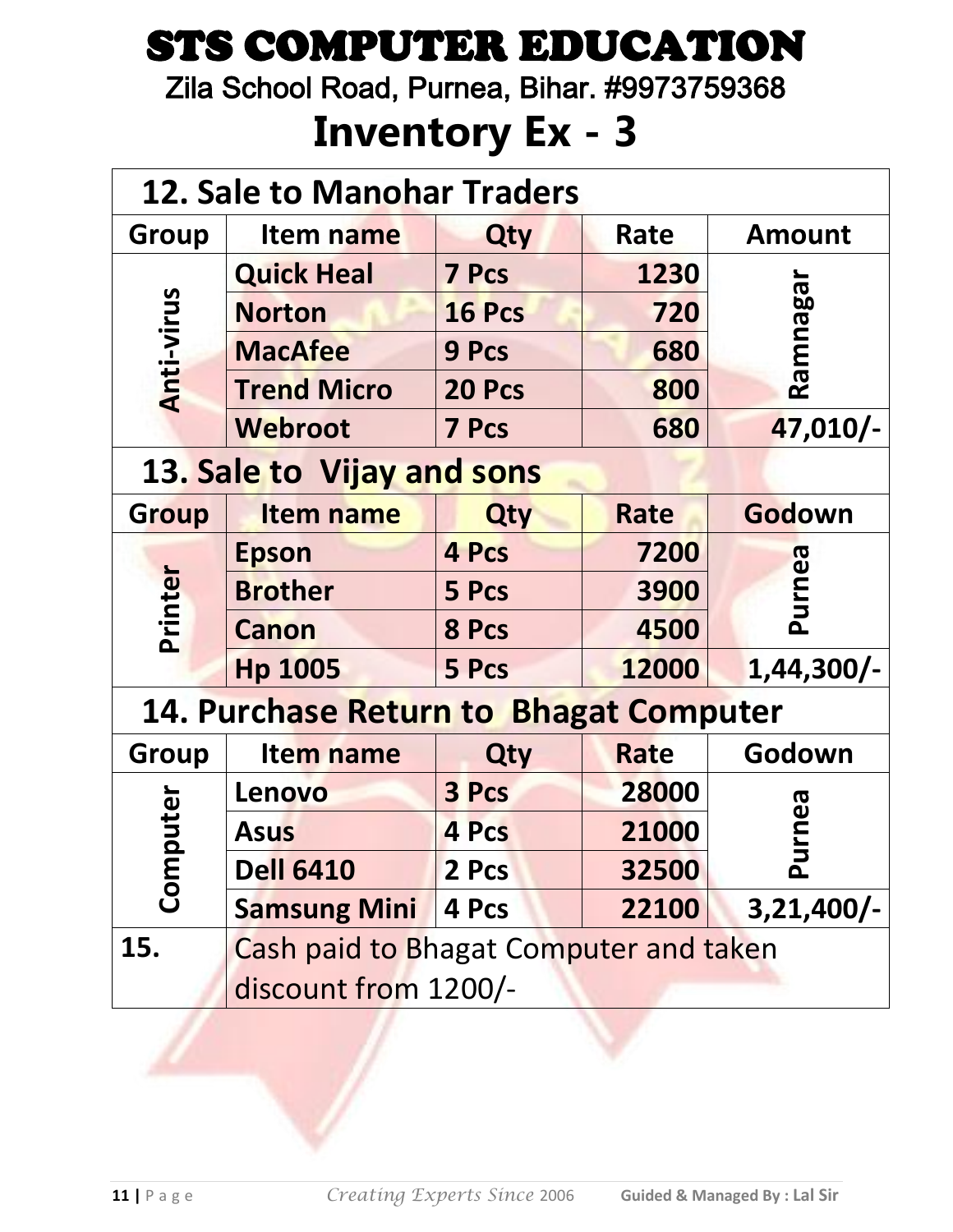# STS COMPUTER EDUCATION

Zila School Road, Purnea, Bihar. #9973759368

## Inventory Ex - 3

### 12. Sale to Manohar Traders

| Group | Item name | Qty | Rate | Amount |
|---|---|---|---|---|
| Anti-virus | Quick Heal | 7 Pcs | 1230 | Ramnagar |
| | Norton | 16 Pcs | 720 | |
| | MacAfee | 9 Pcs | 680 | |
| | Trend Micro | 20 Pcs | 800 | |
| | Webroot | 7 Pcs | 680 | 47,010/- |

### 13. Sale to Vijay and sons

| Group | Item name | Qty | Rate | Godown |
|---|---|---|---|---|
| Printer | Epson | 4 Pcs | 7200 | Purnea |
| | Brother | 5 Pcs | 3900 | |
| | Canon | 8 Pcs | 4500 | |
| | Hp 1005 | 5 Pcs | 12000 | 1,44,300/- |

### 14. Purchase Return to Bhagat Computer

| Group | Item name | Qty | Rate | Godown |
|---|---|---|---|---|
| Computer | Lenovo | 3 Pcs | 28000 | Purnea |
| | Asus | 4 Pcs | 21000 | |
| | Dell 6410 | 2 Pcs | 32500 | |
| | Samsung Mini | 4 Pcs | 22100 | 3,21,400/- |

**15.** Cash paid to Bhagat Computer and taken discount from 1200/-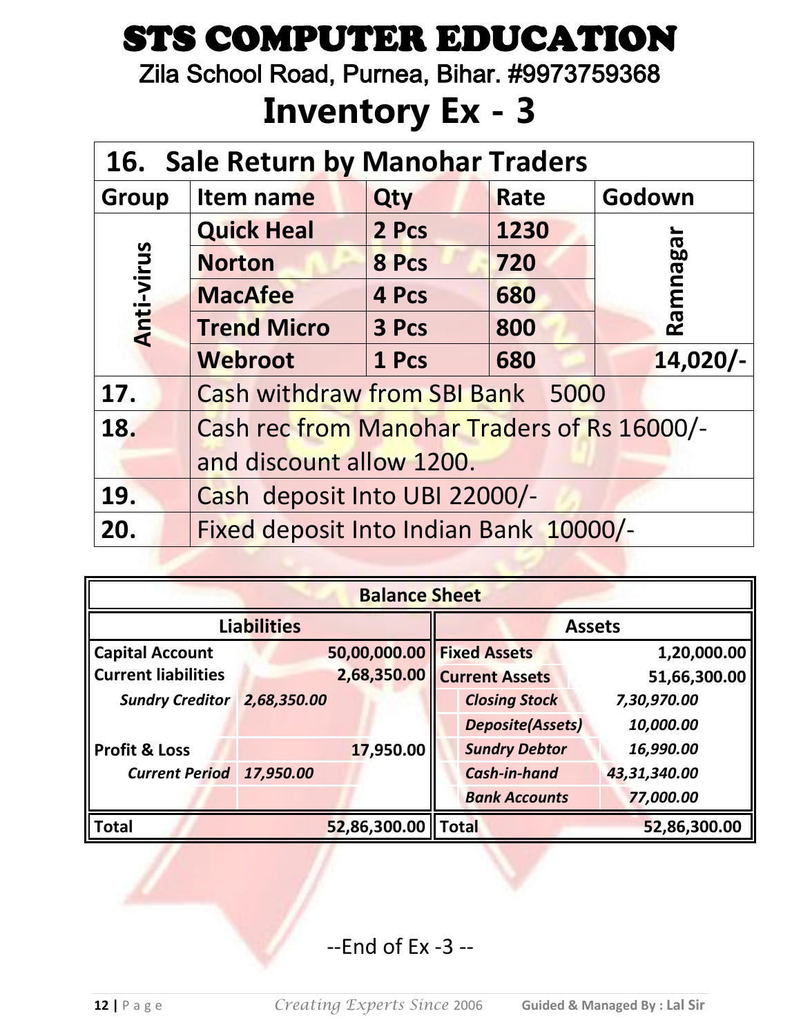# STS COMPUTER EDUCATION

Zila School Road, Purnea, Bihar. #9973759368

# Inventory Ex - 3

| 16. Sale Return by Manohar Traders | | | | |
|---|---|---|---|---|
| **Group** | **Item name** | **Qty** | **Rate** | **Godown** |
| **Anti-virus** | **Quick Heal** | **2 Pcs** | **1230** | **Ramnagar** |
| | **Norton** | **8 Pcs** | **720** | |
| | **MacAfee** | **4 Pcs** | **680** | |
| | **Trend Micro** | **3 Pcs** | **800** | |
| | **Webroot** | **1 Pcs** | **680** | **14,020/-** |
| **17.** | Cash withdraw from SBI Bank 5000 | | | |
| **18.** | Cash rec from Manohar Traders of Rs 16000/- and discount allow 1200. | | | |
| **19.** | Cash deposit Into UBI 22000/- | | | |
| **20.** | Fixed deposit Into Indian Bank 10000/- | | | |

| Balance Sheet | | | | | |
|---|---|---|---|---|---|
| **Liabilities** | | | **Assets** | | |
| **Capital Account** | | **50,00,000.00** | **Fixed Assets** | | **1,20,000.00** |
| **Current liabilities** | | **2,68,350.00** | **Current Assets** | | **51,66,300.00** |
| ***Sundry Creditor*** | ***2,68,350.00*** | | ***Closing Stock*** | ***7,30,970.00*** | |
| | | | ***Deposite(Assets)*** | ***10,000.00*** | |
| **Profit & Loss** | | **17,950.00** | ***Sundry Debtor*** | ***16,990.00*** | |
| ***Current Period*** | ***17,950.00*** | | ***Cash-in-hand*** | ***43,31,340.00*** | |
| | | | ***Bank Accounts*** | ***77,000.00*** | |
| **Total** | | **52,86,300.00** | **Total** | | **52,86,300.00** |

--End of Ex -3 --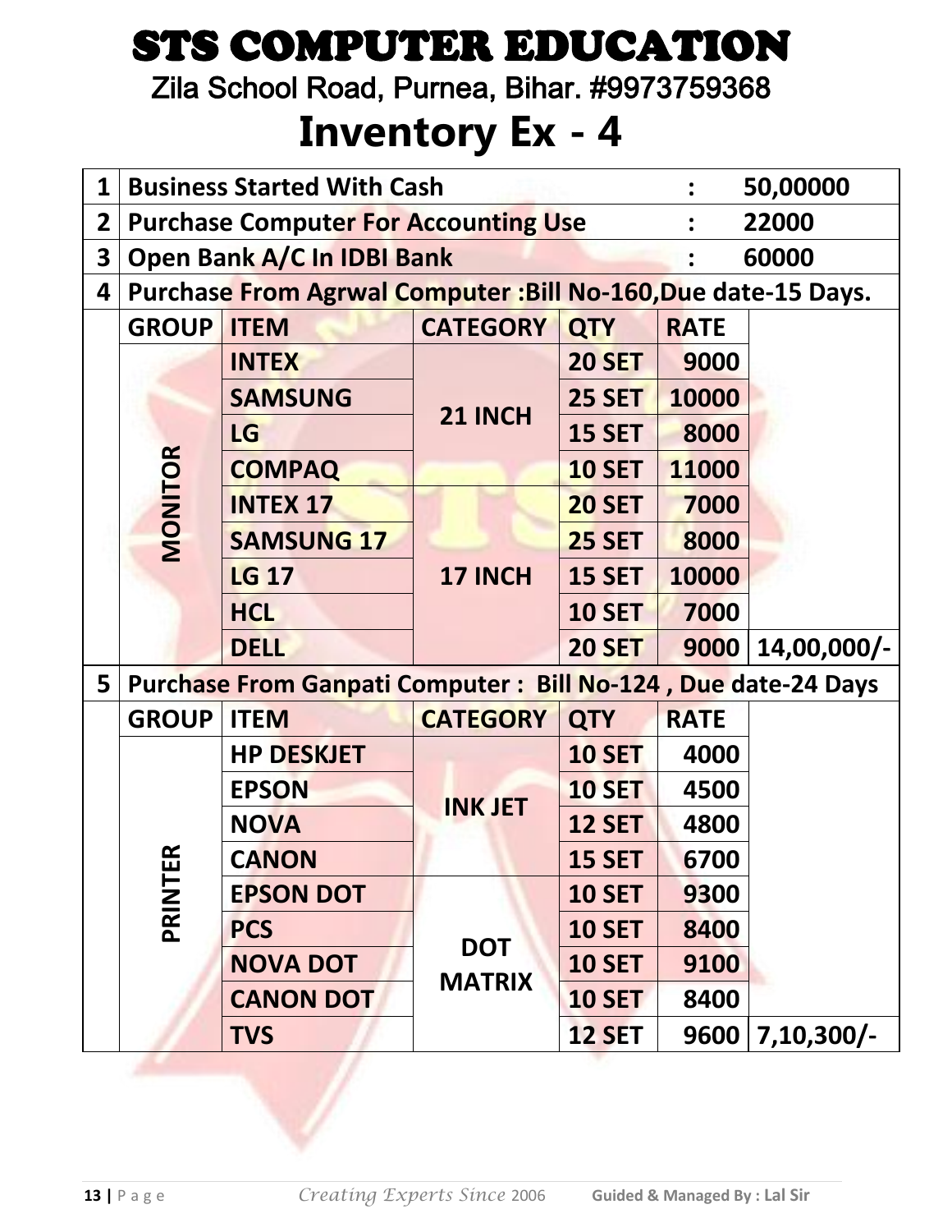# STS COMPUTER EDUCATION

Zila School Road, Purnea, Bihar. #9973759368

## Inventory Ex - 4

| | | | | | | |
|---|---|---|---|---|---|---|
| 1 | Business Started With Cash | | | | : | 50,00000 |
| 2 | Purchase Computer For Accounting Use | | | | : | 22000 |
| 3 | Open Bank A/C In IDBI Bank | | | | : | 60000 |
| 4 | Purchase From Agrwal Computer :Bill No-160,Due date-15 Days. | | | | | |
| | GROUP | ITEM | CATEGORY | QTY | RATE | |
| | MONITOR | INTEX | 21 INCH | 20 SET | 9000 | |
| | | SAMSUNG | | 25 SET | 10000 | |
| | | LG | | 15 SET | 8000 | |
| | | COMPAQ | | 10 SET | 11000 | |
| | | INTEX 17 | 17 INCH | 20 SET | 7000 | |
| | | SAMSUNG 17 | | 25 SET | 8000 | |
| | | LG 17 | | 15 SET | 10000 | |
| | | HCL | | 10 SET | 7000 | |
| | | DELL | | 20 SET | 9000 | 14,00,000/- |
| 5 | Purchase From Ganpati Computer : Bill No-124 , Due date-24 Days | | | | | |
| | GROUP | ITEM | CATEGORY | QTY | RATE | |
| | PRINTER | HP DESKJET | INK JET | 10 SET | 4000 | |
| | | EPSON | | 10 SET | 4500 | |
| | | NOVA | | 12 SET | 4800 | |
| | | CANON | | 15 SET | 6700 | |
| | | EPSON DOT | DOT MATRIX | 10 SET | 9300 | |
| | | PCS | | 10 SET | 8400 | |
| | | NOVA DOT | | 10 SET | 9100 | |
| | | CANON DOT | | 10 SET | 8400 | |
| | | TVS | | 12 SET | 9600 | 7,10,300/- |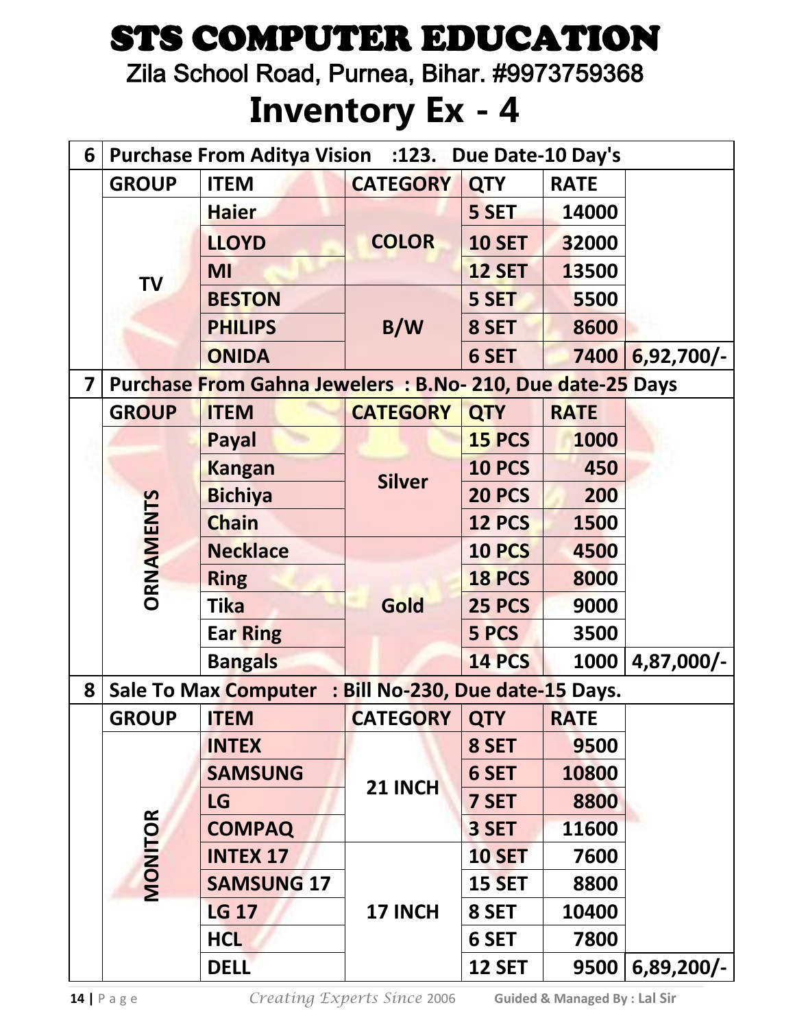# STS COMPUTER EDUCATION

Zila School Road, Purnea, Bihar. #9973759368

## Inventory Ex - 4

| | | | | | | |
|---|---|---|---|---|---|---|
| **6** | **Purchase From Aditya Vision :123. Due Date-10 Day's** | | | | | |
| | **GROUP** | **ITEM** | **CATEGORY** | **QTY** | **RATE** | |
| | **TV** | **Haier** | **COLOR** | **5 SET** | **14000** | |
| | | **LLOYD** | | **10 SET** | **32000** | |
| | | **MI** | | **12 SET** | **13500** | |
| | | **BESTON** | **B/W** | **5 SET** | **5500** | |
| | | **PHILIPS** | | **8 SET** | **8600** | |
| | | **ONIDA** | | **6 SET** | **7400** | **6,92,700/-** |
| **7** | **Purchase From Gahna Jewelers : B.No- 210, Due date-25 Days** | | | | | |
| | **GROUP** | **ITEM** | **CATEGORY** | **QTY** | **RATE** | |
| | **ORNAMENTS** | **Payal** | **Silver** | **15 PCS** | **1000** | |
| | | **Kangan** | | **10 PCS** | **450** | |
| | | **Bichiya** | | **20 PCS** | **200** | |
| | | **Chain** | | **12 PCS** | **1500** | |
| | | **Necklace** | **Gold** | **10 PCS** | **4500** | |
| | | **Ring** | | **18 PCS** | **8000** | |
| | | **Tika** | | **25 PCS** | **9000** | |
| | | **Ear Ring** | | **5 PCS** | **3500** | |
| | | **Bangals** | | **14 PCS** | **1000** | **4,87,000/-** |
| **8** | **Sale To Max Computer : Bill No-230, Due date-15 Days.** | | | | | |
| | **GROUP** | **ITEM** | **CATEGORY** | **QTY** | **RATE** | |
| | **MONITOR** | **INTEX** | **21 INCH** | **8 SET** | **9500** | |
| | | **SAMSUNG** | | **6 SET** | **10800** | |
| | | **LG** | | **7 SET** | **8800** | |
| | | **COMPAQ** | | **3 SET** | **11600** | |
| | | **INTEX 17** | **17 INCH** | **10 SET** | **7600** | |
| | | **SAMSUNG 17** | | **15 SET** | **8800** | |
| | | **LG 17** | | **8 SET** | **10400** | |
| | | **HCL** | | **6 SET** | **7800** | |
| | | **DELL** | | **12 SET** | **9500** | **6,89,200/-** |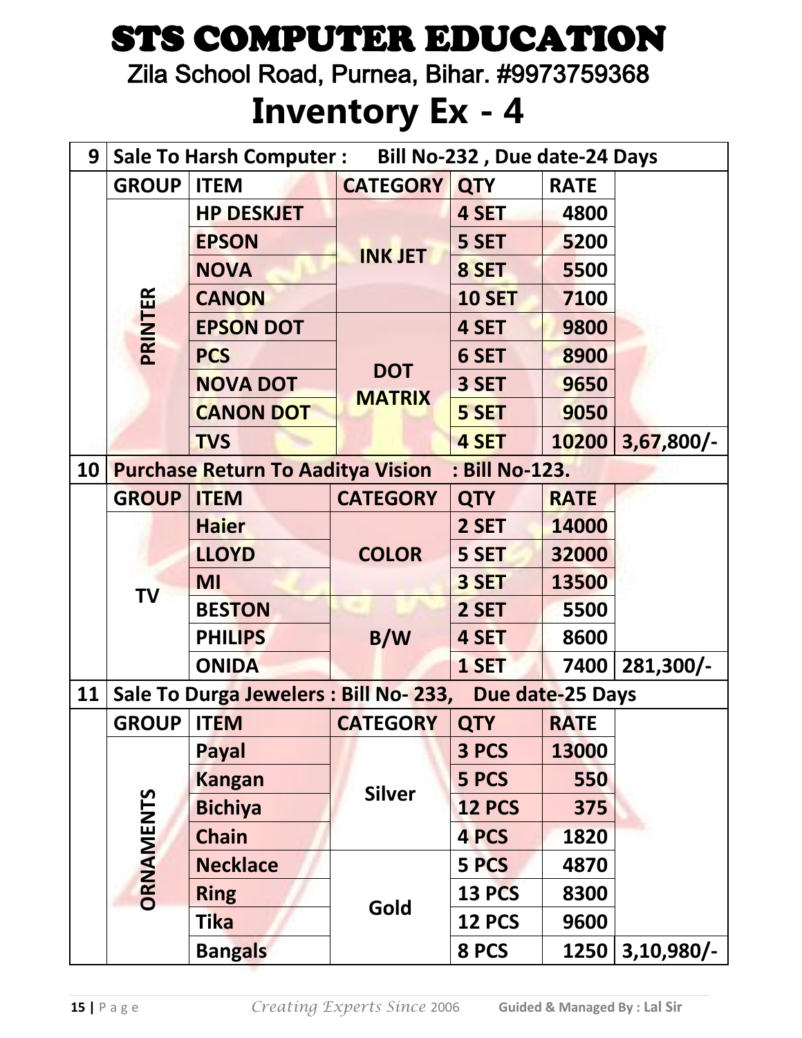# STS COMPUTER EDUCATION

Zila School Road, Purnea, Bihar. #9973759368

## Inventory Ex - 4

| 9 | Sale To Harsh Computer : Bill No-232 , Due date-24 Days | | | | | |
|---|---|---|---|---|---|---|
| | **GROUP** | **ITEM** | **CATEGORY** | **QTY** | **RATE** | |
| | PRINTER | HP DESKJET | INK JET | 4 SET | 4800 | |
| | | EPSON | | 5 SET | 5200 | |
| | | NOVA | | 8 SET | 5500 | |
| | | CANON | | 10 SET | 7100 | |
| | | EPSON DOT | DOT MATRIX | 4 SET | 9800 | |
| | | PCS | | 6 SET | 8900 | |
| | | NOVA DOT | | 3 SET | 9650 | |
| | | CANON DOT | | 5 SET | 9050 | |
| | | TVS | | 4 SET | 10200 | 3,67,800/- |
| 10 | Purchase Return To Aaditya Vision : Bill No-123. | | | | | |
| | **GROUP** | **ITEM** | **CATEGORY** | **QTY** | **RATE** | |
| | TV | Haier | COLOR | 2 SET | 14000 | |
| | | LLOYD | | 5 SET | 32000 | |
| | | MI | | 3 SET | 13500 | |
| | | BESTON | B/W | 2 SET | 5500 | |
| | | PHILIPS | | 4 SET | 8600 | |
| | | ONIDA | | 1 SET | 7400 | 281,300/- |
| 11 | Sale To Durga Jewelers : Bill No- 233, Due date-25 Days | | | | | |
| | **GROUP** | **ITEM** | **CATEGORY** | **QTY** | **RATE** | |
| | ORNAMENTS | Payal | Silver | 3 PCS | 13000 | |
| | | Kangan | | 5 PCS | 550 | |
| | | Bichiya | | 12 PCS | 375 | |
| | | Chain | | 4 PCS | 1820 | |
| | | Necklace | Gold | 5 PCS | 4870 | |
| | | Ring | | 13 PCS | 8300 | |
| | | Tika | | 12 PCS | 9600 | |
| | | Bangals | | 8 PCS | 1250 | 3,10,980/- |

*Creating Experts Since 2006* **Guided & Managed By : Lal Sir**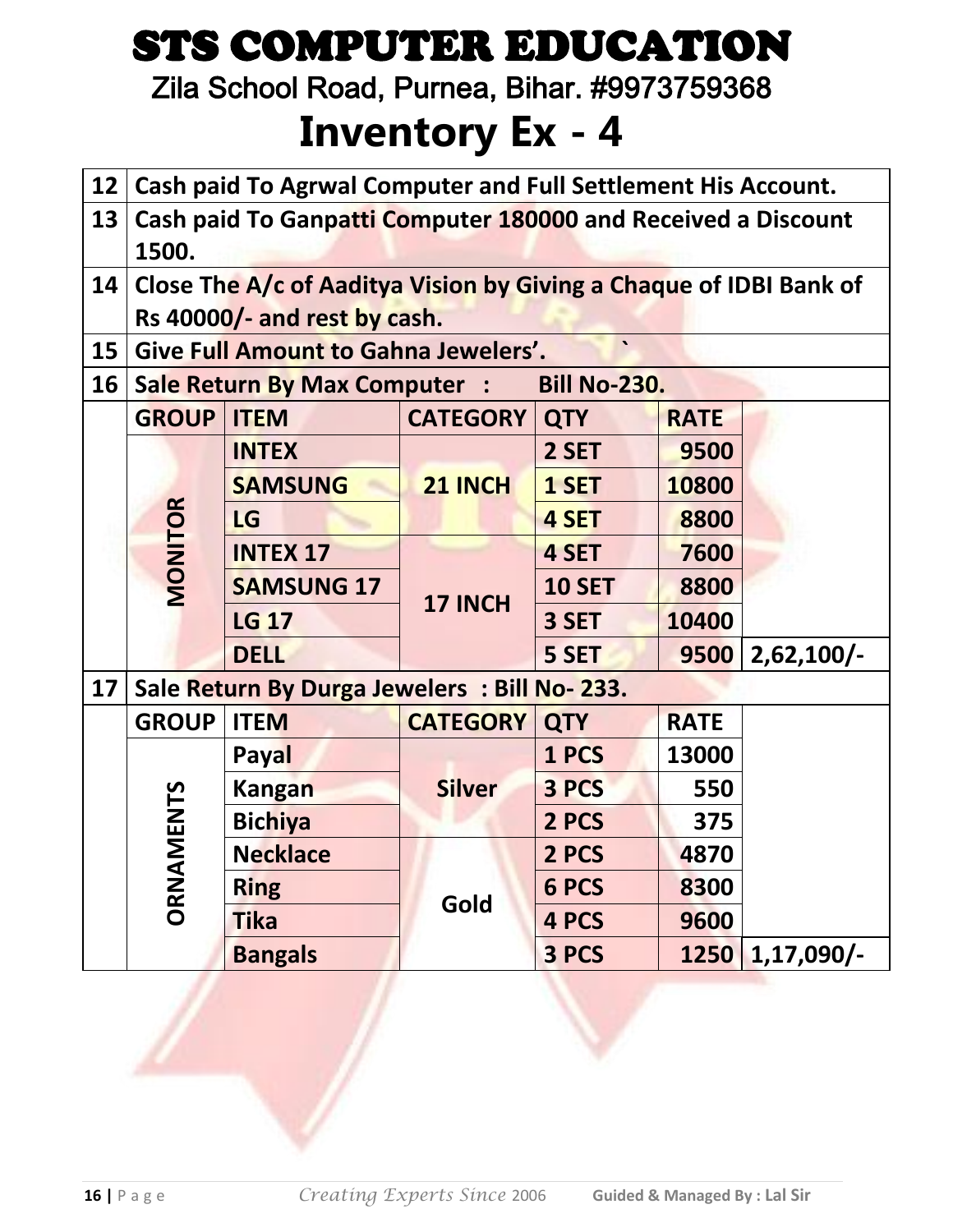# STS COMPUTER EDUCATION

Zila School Road, Purnea, Bihar. #9973759368

# Inventory Ex - 4

| | |
|---|---|
| 12 | **Cash paid To Agrwal Computer and Full Settlement His Account.** |
| 13 | **Cash paid To Ganpatti Computer 180000 and Received a Discount 1500.** |
| 14 | **Close The A/c of Aaditya Vision by Giving a Chaque of IDBI Bank of Rs 40000/- and rest by cash.** |
| 15 | **Give Full Amount to Gahna Jewelers'.** |
| 16 | **Sale Return By Max Computer : Bill No-230.** |

| GROUP | ITEM | CATEGORY | QTY | RATE | |
|---|---|---|---|---|---|
| MONITOR | INTEX | 21 INCH | 2 SET | 9500 | |
| | SAMSUNG | | 1 SET | 10800 | |
| | LG | | 4 SET | 8800 | |
| | INTEX 17 | 17 INCH | 4 SET | 7600 | |
| | SAMSUNG 17 | | 10 SET | 8800 | |
| | LG 17 | | 3 SET | 10400 | |
| | DELL | | 5 SET | 9500 | 2,62,100/- |

| | |
|---|---|
| 17 | **Sale Return By Durga Jewelers : Bill No- 233.** |

| GROUP | ITEM | CATEGORY | QTY | RATE | |
|---|---|---|---|---|---|
| ORNAMENTS | Payal | Silver | 1 PCS | 13000 | |
| | Kangan | | 3 PCS | 550 | |
| | Bichiya | | 2 PCS | 375 | |
| | Necklace | Gold | 2 PCS | 4870 | |
| | Ring | | 6 PCS | 8300 | |
| | Tika | | 4 PCS | 9600 | |
| | Bangals | | 3 PCS | 1250 | 1,17,090/- |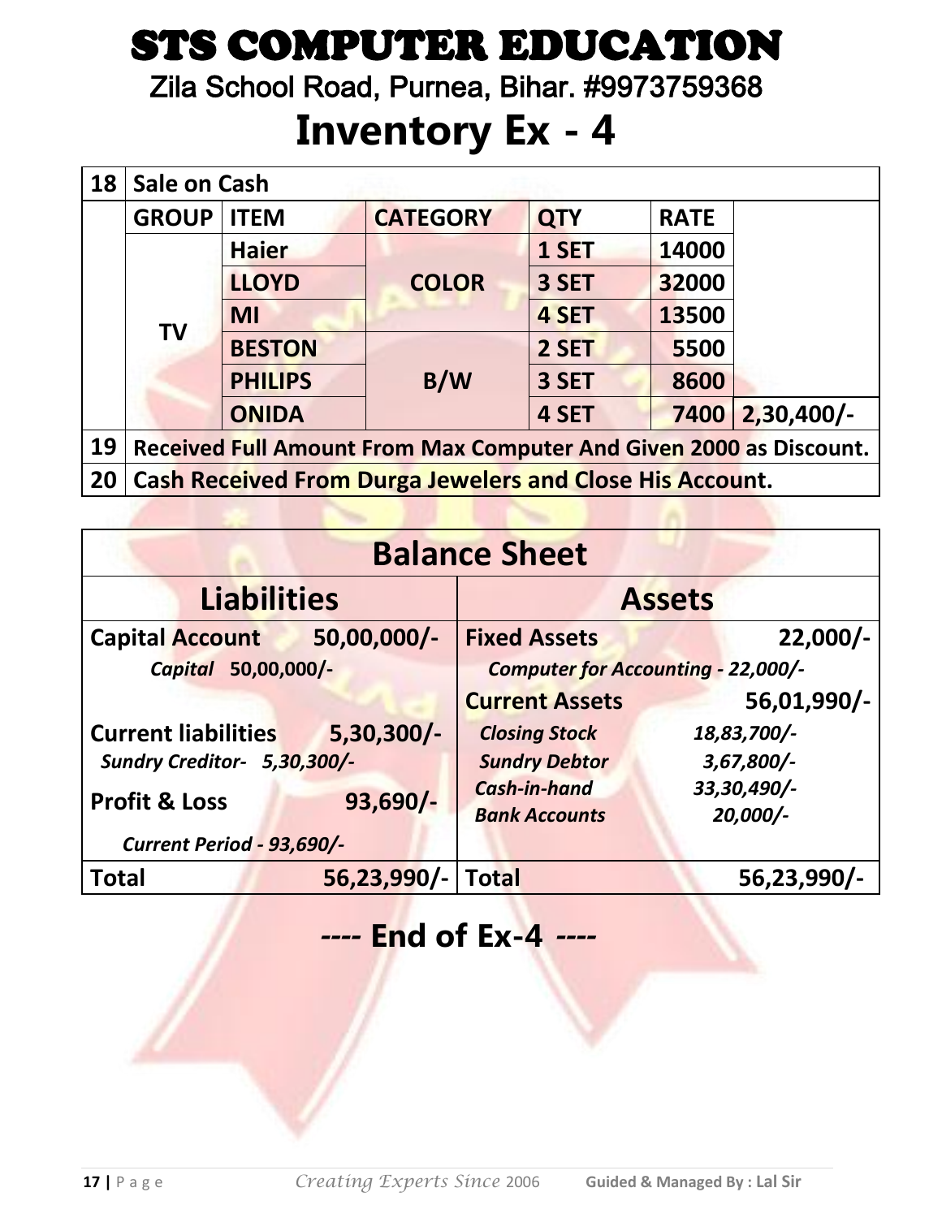# STS COMPUTER EDUCATION

Zila School Road, Purnea, Bihar. #9973759368

# Inventory Ex - 4

| 18 | Sale on Cash | | | | | |
|---|---|---|---|---|---|---|
| | **GROUP** | **ITEM** | **CATEGORY** | **QTY** | **RATE** | |
| | TV | Haier | COLOR | 1 SET | 14000 | |
| | | LLOYD | | 3 SET | 32000 | |
| | | MI | | 4 SET | 13500 | |
| | | BESTON | B/W | 2 SET | 5500 | |
| | | PHILIPS | | 3 SET | 8600 | |
| | | ONIDA | | 4 SET | 7400 | 2,30,400/- |
| 19 | Received Full Amount From Max Computer And Given 2000 as Discount. | | | | | |
| 20 | Cash Received From Durga Jewelers and Close His Account. | | | | | |

## Balance Sheet

| Liabilities | | Assets | |
|---|---|---|---|
| **Capital Account** | **50,00,000/-** | **Fixed Assets** | **22,000/-** |
| *Capital 50,00,000/-* | | *Computer for Accounting - 22,000/-* | |
| | | **Current Assets** | **56,01,990/-** |
| **Current liabilities** | **5,30,300/-** | *Closing Stock* | *18,83,700/-* |
| *Sundry Creditor- 5,30,300/-* | | *Sundry Debtor* | *3,67,800/-* |
| **Profit & Loss** | **93,690/-** | *Cash-in-hand* | *33,30,490/-* |
| | | *Bank Accounts* | *20,000/-* |
| *Current Period - 93,690/-* | | | |
| **Total** | **56,23,990/-** | **Total** | **56,23,990/-** |

## ---- End of Ex-4 ----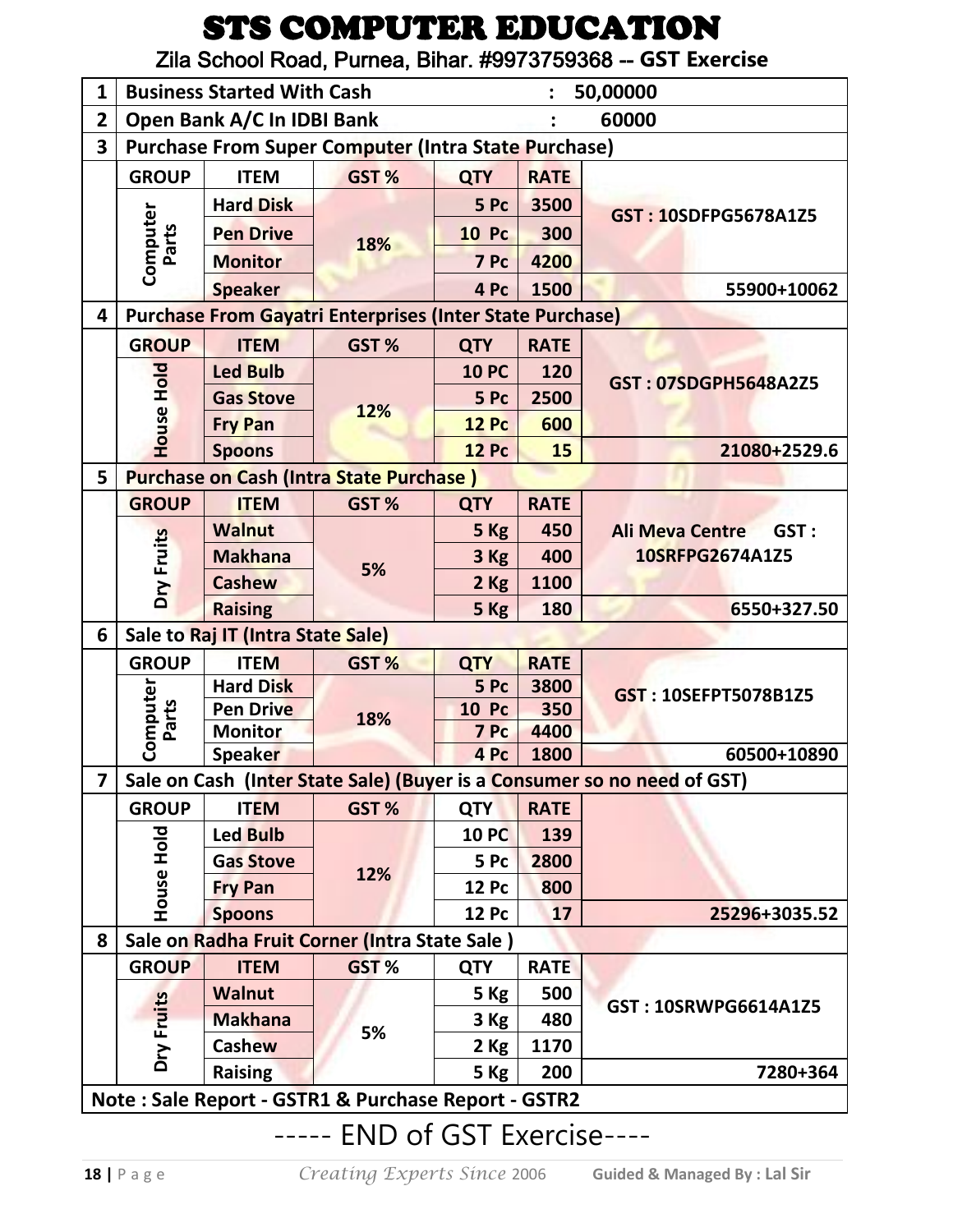# STS COMPUTER EDUCATION

Zila School Road, Purnea, Bihar. #9973759368 -- **GST Exercise**

| | | | | | | |
|---|---|---|---|---|---|---|
| **1** | **Business Started With Cash** | | | | | **: 50,00000** |
| **2** | **Open Bank A/C In IDBI Bank** | | | | | **: 60000** |
| **3** | **Purchase From Super Computer (Intra State Purchase)** | | | | | |
| | **GROUP** | **ITEM** | **GST %** | **QTY** | **RATE** | |
| | **Computer Parts** | **Hard Disk** | **18%** | **5 Pc** | **3500** | **GST : 10SDFPG5678A1Z5** |
| | | **Pen Drive** | | **10 Pc** | **300** | |
| | | **Monitor** | | **7 Pc** | **4200** | |
| | | **Speaker** | | **4 Pc** | **1500** | **55900+10062** |
| **4** | **Purchase From Gayatri Enterprises (Inter State Purchase)** | | | | | |
| | **GROUP** | **ITEM** | **GST %** | **QTY** | **RATE** | |
| | **House Hold** | **Led Bulb** | **12%** | **10 PC** | **120** | **GST : 07SDGPH5648A2Z5** |
| | | **Gas Stove** | | **5 Pc** | **2500** | |
| | | **Fry Pan** | | **12 Pc** | **600** | |
| | | **Spoons** | | **12 Pc** | **15** | **21080+2529.6** |
| **5** | **Purchase on Cash (Intra State Purchase )** | | | | | |
| | **GROUP** | **ITEM** | **GST %** | **QTY** | **RATE** | |
| | **Dry Fruits** | **Walnut** | **5%** | **5 Kg** | **450** | **Ali Meva Centre GST : 10SRFPG2674A1Z5** |
| | | **Makhana** | | **3 Kg** | **400** | |
| | | **Cashew** | | **2 Kg** | **1100** | |
| | | **Raising** | | **5 Kg** | **180** | **6550+327.50** |
| **6** | **Sale to Raj IT (Intra State Sale)** | | | | | |
| | **GROUP** | **ITEM** | **GST %** | **QTY** | **RATE** | |
| | **Computer Parts** | **Hard Disk** | **18%** | **5 Pc** | **3800** | **GST : 10SEFPT5078B1Z5** |
| | | **Pen Drive** | | **10 Pc** | **350** | |
| | | **Monitor** | | **7 Pc** | **4400** | |
| | | **Speaker** | | **4 Pc** | **1800** | **60500+10890** |
| **7** | **Sale on Cash (Inter State Sale) (Buyer is a Consumer so no need of GST)** | | | | | |
| | **GROUP** | **ITEM** | **GST %** | **QTY** | **RATE** | |
| | **House Hold** | **Led Bulb** | **12%** | **10 PC** | **139** | |
| | | **Gas Stove** | | **5 Pc** | **2800** | |
| | | **Fry Pan** | | **12 Pc** | **800** | |
| | | **Spoons** | | **12 Pc** | **17** | **25296+3035.52** |
| **8** | **Sale on Radha Fruit Corner (Intra State Sale )** | | | | | |
| | **GROUP** | **ITEM** | **GST %** | **QTY** | **RATE** | |
| | **Dry Fruits** | **Walnut** | **5%** | **5 Kg** | **500** | **GST : 10SRWPG6614A1Z5** |
| | | **Makhana** | | **3 Kg** | **480** | |
| | | **Cashew** | | **2 Kg** | **1170** | |
| | | **Raising** | | **5 Kg** | **200** | **7280+364** |

**Note : Sale Report - GSTR1 & Purchase Report - GSTR2**

----- END of GST Exercise----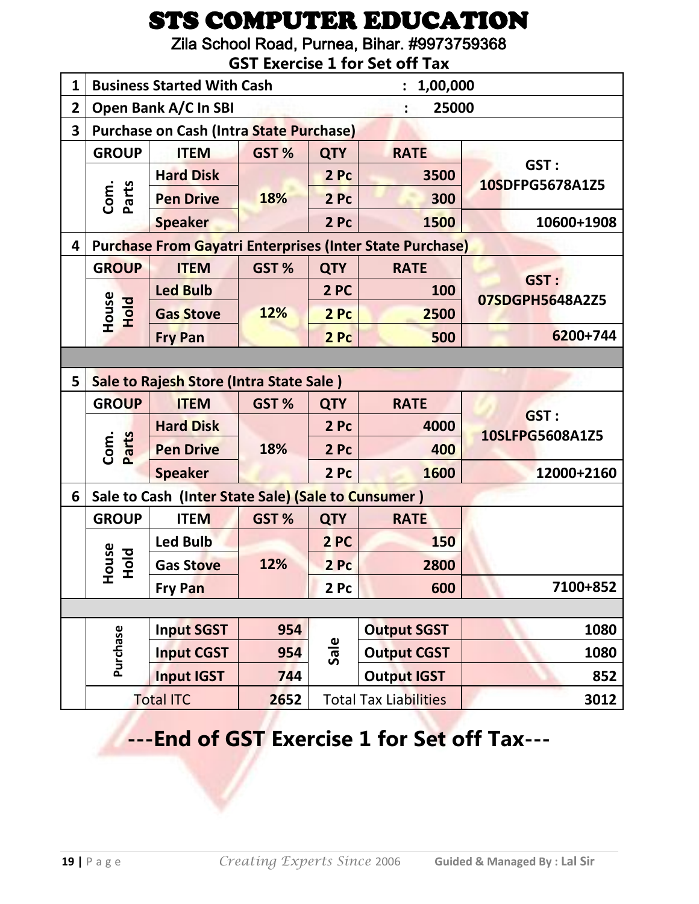# STS COMPUTER EDUCATION

Zila School Road, Purnea, Bihar. #9973759368

## GST Exercise 1 for Set off Tax

| | | | | | | |
|---|---|---|---|---|---|---|
| 1 | Business Started With Cash | | | | : 1,00,000 | |
| 2 | Open Bank A/C In SBI | | | | : 25000 | |
| 3 | Purchase on Cash (Intra State Purchase) | | | | | |
| | GROUP | ITEM | GST % | QTY | RATE | GST : 10SDFPG5678A1Z5 |
| | Com. Parts | Hard Disk | 18% | 2 Pc | 3500 | |
| | | Pen Drive | | 2 Pc | 300 | |
| | | Speaker | | 2 Pc | 1500 | 10600+1908 |
| 4 | Purchase From Gayatri Enterprises (Inter State Purchase) | | | | | |
| | GROUP | ITEM | GST % | QTY | RATE | GST : 07SDGPH5648A2Z5 |
| | House Hold | Led Bulb | 12% | 2 PC | 100 | |
| | | Gas Stove | | 2 Pc | 2500 | |
| | | Fry Pan | | 2 Pc | 500 | 6200+744 |
| | | | | | | |
| 5 | Sale to Rajesh Store (Intra State Sale ) | | | | | |
| | GROUP | ITEM | GST % | QTY | RATE | GST : 10SLFPG5608A1Z5 |
| | Com. Parts | Hard Disk | 18% | 2 Pc | 4000 | |
| | | Pen Drive | | 2 Pc | 400 | |
| | | Speaker | | 2 Pc | 1600 | 12000+2160 |
| 6 | Sale to Cash (Inter State Sale) (Sale to Cunsumer ) | | | | | |
| | GROUP | ITEM | GST % | QTY | RATE | |
| | House Hold | Led Bulb | 12% | 2 PC | 150 | |
| | | Gas Stove | | 2 Pc | 2800 | |
| | | Fry Pan | | 2 Pc | 600 | 7100+852 |
| | | | | | | |
| | Purchase | Input SGST | 954 | Sale | Output SGST | 1080 |
| | | Input CGST | 954 | | Output CGST | 1080 |
| | | Input IGST | 744 | | Output IGST | 852 |
| | Total ITC | | 2652 | Total Tax Liabilities | | 3012 |

## ---End of GST Exercise 1 for Set off Tax---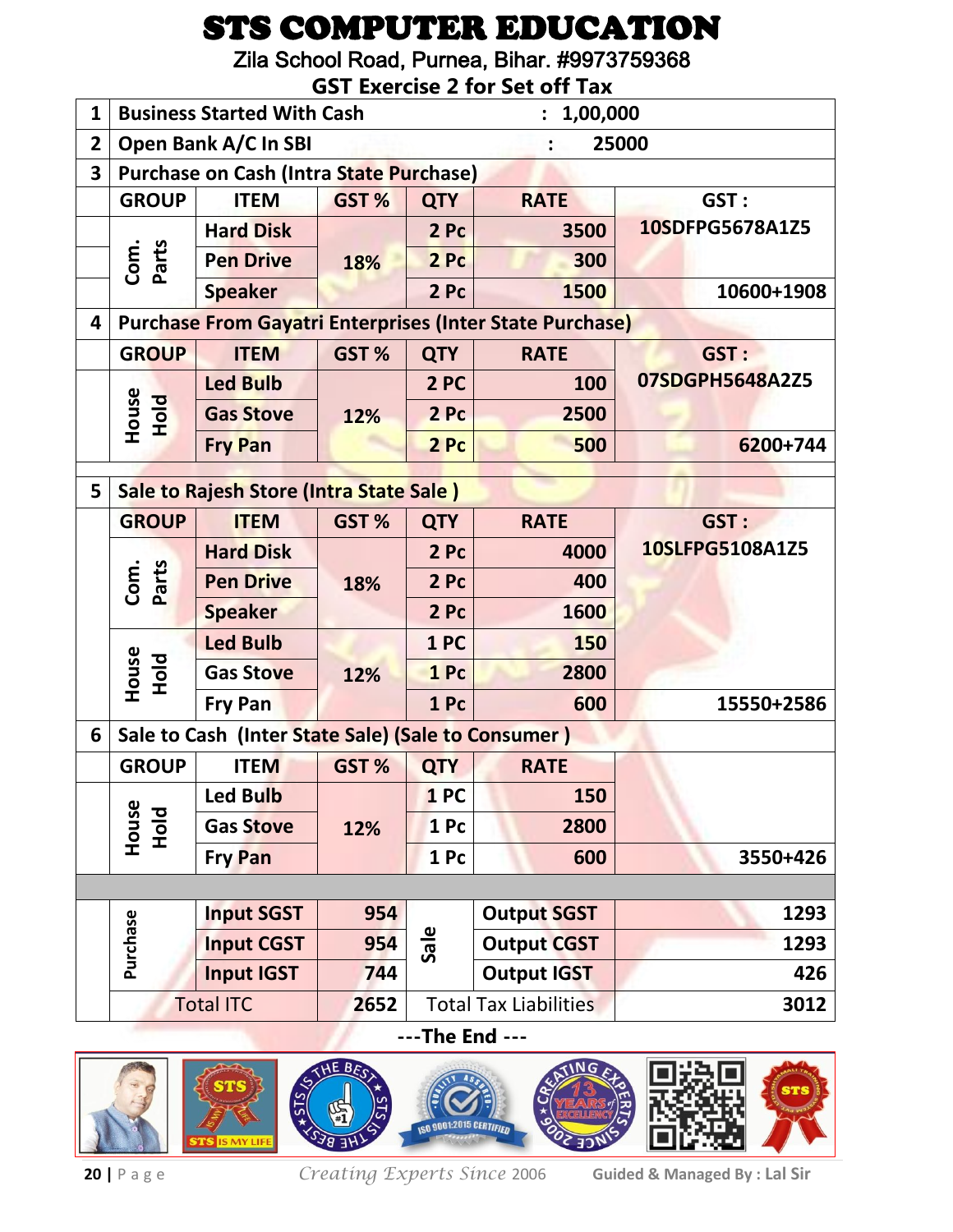# STS COMPUTER EDUCATION

Zila School Road, Purnea, Bihar. #9973759368

## GST Exercise 2 for Set off Tax

| | | | | | | |
|---|---|---|---|---|---|---|
| 1 | Business Started With Cash | | | | : 1,00,000 | |
| 2 | Open Bank A/C In SBI | | | | : 25000 | |
| 3 | Purchase on Cash (Intra State Purchase) | | | | | |
| | GROUP | ITEM | GST % | QTY | RATE | GST : |
| | Com. Parts | Hard Disk | 18% | 2 Pc | 3500 | 10SDFPG5678A1Z5 |
| | | Pen Drive | | 2 Pc | 300 | |
| | | Speaker | | 2 Pc | 1500 | 10600+1908 |
| 4 | Purchase From Gayatri Enterprises (Inter State Purchase) | | | | | |
| | GROUP | ITEM | GST % | QTY | RATE | GST : |
| | House Hold | Led Bulb | 12% | 2 PC | 100 | 07SDGPH5648A2Z5 |
| | | Gas Stove | | 2 Pc | 2500 | |
| | | Fry Pan | | 2 Pc | 500 | 6200+744 |
| 5 | Sale to Rajesh Store (Intra State Sale ) | | | | | |
| | GROUP | ITEM | GST % | QTY | RATE | GST : |
| | Com. Parts | Hard Disk | 18% | 2 Pc | 4000 | 10SLFPG5108A1Z5 |
| | | Pen Drive | | 2 Pc | 400 | |
| | | Speaker | | 2 Pc | 1600 | |
| | House Hold | Led Bulb | 12% | 1 PC | 150 | |
| | | Gas Stove | | 1 Pc | 2800 | |
| | | Fry Pan | | 1 Pc | 600 | 15550+2586 |
| 6 | Sale to Cash (Inter State Sale) (Sale to Consumer ) | | | | | |
| | GROUP | ITEM | GST % | QTY | RATE | |
| | House Hold | Led Bulb | 12% | 1 PC | 150 | |
| | | Gas Stove | | 1 Pc | 2800 | |
| | | Fry Pan | | 1 Pc | 600 | 3550+426 |

| | | | | | | |
|---|---|---|---|---|---|---|
| | Purchase | Input SGST | 954 | Sale | Output SGST | 1293 |
| | | Input CGST | 954 | | Output CGST | 1293 |
| | | Input IGST | 744 | | Output IGST | 426 |
| | Total ITC | | 2652 | Total Tax Liabilities | | 3012 |

---The End ---

*Creating Experts Since 2006* Guided & Managed By : Lal Sir